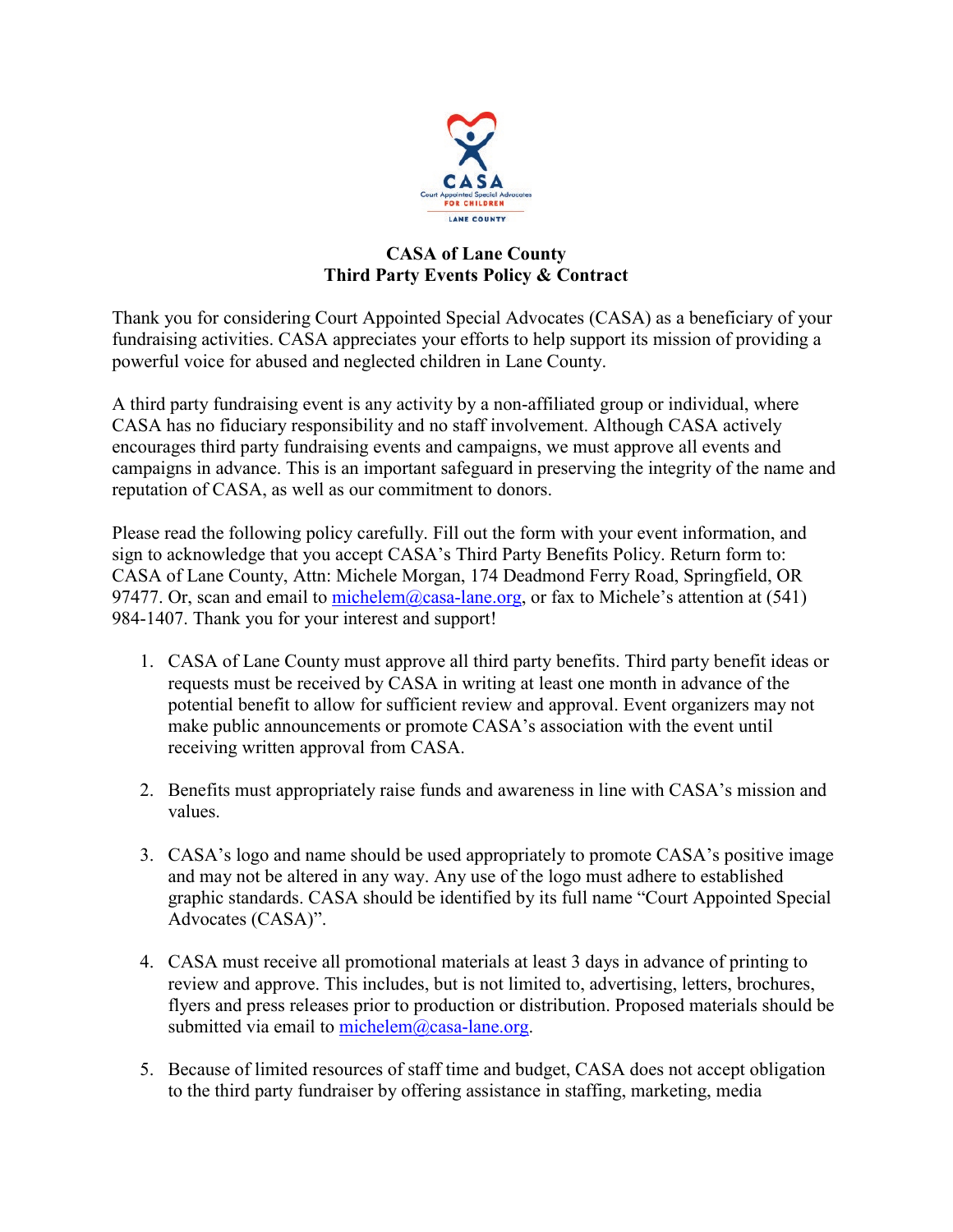# CASA of Lane County
## Third Party Events Policy & Contract

Thank you for considering Court Appointed Special Advocates (CASA) as a beneficiary of your fundraising activities. CASA appreciates your efforts to help support its mission of providing a powerful voice for abused and neglected children in Lane County.

A third party fundraising event is any activity by a non-affiliated group or individual, where CASA has no fiduciary responsibility and no staff involvement. Although CASA actively encourages third party fundraising events and campaigns, we must approve all events and campaigns in advance. This is an important safeguard in preserving the integrity of the name and reputation of CASA, as well as our commitment to donors.

Please read the following policy carefully. Fill out the form with your event information, and sign to acknowledge that you accept CASA's Third Party Benefits Policy. Return form to: CASA of Lane County, Attn: Michele Morgan, 174 Deadmond Ferry Road, Springfield, OR 97477. Or, scan and email to michelem@casa-lane.org, or fax to Michele's attention at (541) 984-1407. Thank you for your interest and support!

1. CASA of Lane County must approve all third party benefits. Third party benefit ideas or requests must be received by CASA in writing at least one month in advance of the potential benefit to allow for sufficient review and approval. Event organizers may not make public announcements or promote CASA's association with the event until receiving written approval from CASA.

2. Benefits must appropriately raise funds and awareness in line with CASA's mission and values.

3. CASA's logo and name should be used appropriately to promote CASA's positive image and may not be altered in any way. Any use of the logo must adhere to established graphic standards. CASA should be identified by its full name "Court Appointed Special Advocates (CASA)".

4. CASA must receive all promotional materials at least 3 days in advance of printing to review and approve. This includes, but is not limited to, advertising, letters, brochures, flyers and press releases prior to production or distribution. Proposed materials should be submitted via email to michelem@casa-lane.org.

5. Because of limited resources of staff time and budget, CASA does not accept obligation to the third party fundraiser by offering assistance in staffing, marketing, media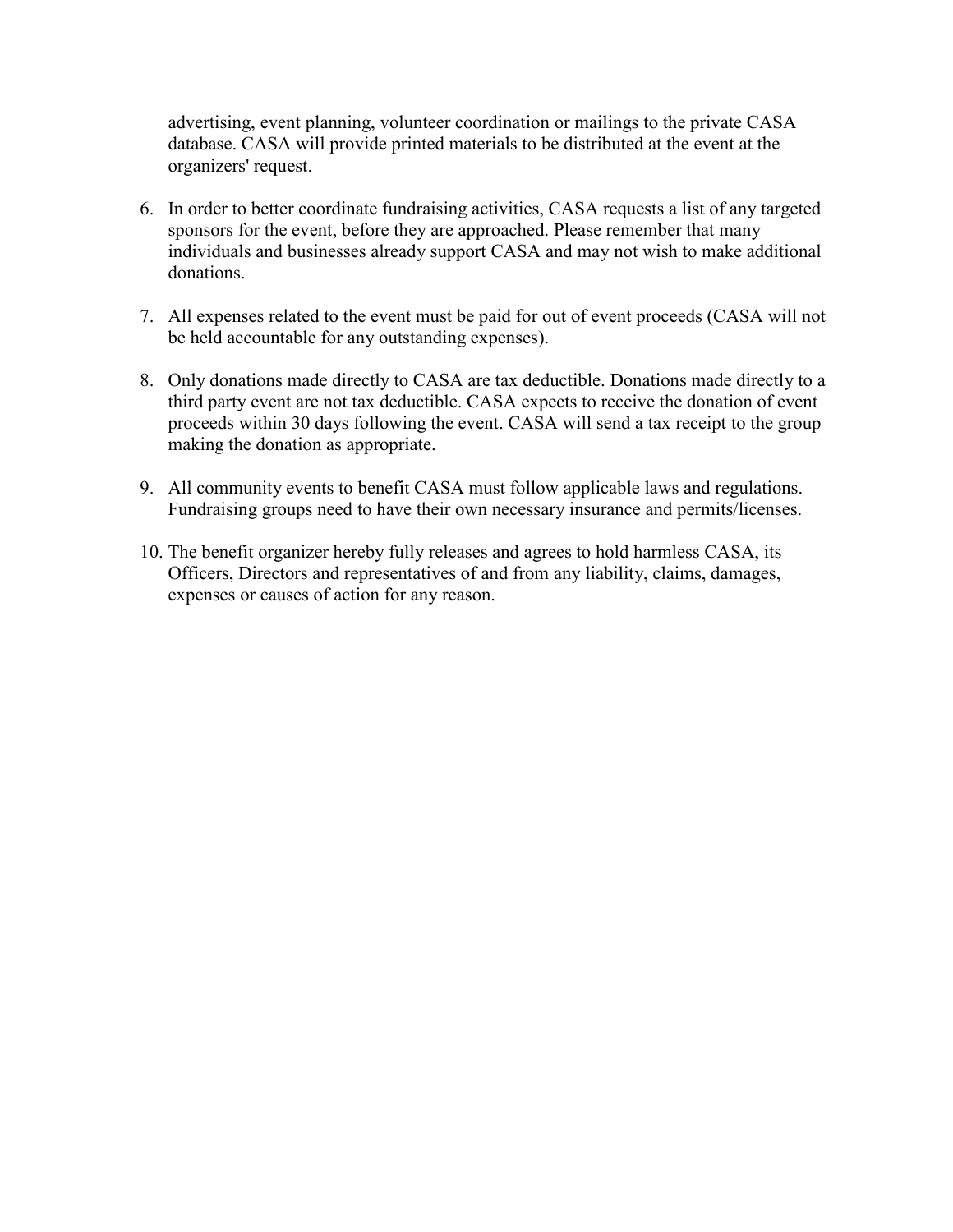advertising, event planning, volunteer coordination or mailings to the private CASA database. CASA will provide printed materials to be distributed at the event at the organizers' request.

6. In order to better coordinate fundraising activities, CASA requests a list of any targeted sponsors for the event, before they are approached. Please remember that many individuals and businesses already support CASA and may not wish to make additional donations.

7. All expenses related to the event must be paid for out of event proceeds (CASA will not be held accountable for any outstanding expenses).

8. Only donations made directly to CASA are tax deductible. Donations made directly to a third party event are not tax deductible. CASA expects to receive the donation of event proceeds within 30 days following the event. CASA will send a tax receipt to the group making the donation as appropriate.

9. All community events to benefit CASA must follow applicable laws and regulations. Fundraising groups need to have their own necessary insurance and permits/licenses.

10. The benefit organizer hereby fully releases and agrees to hold harmless CASA, its Officers, Directors and representatives of and from any liability, claims, damages, expenses or causes of action for any reason.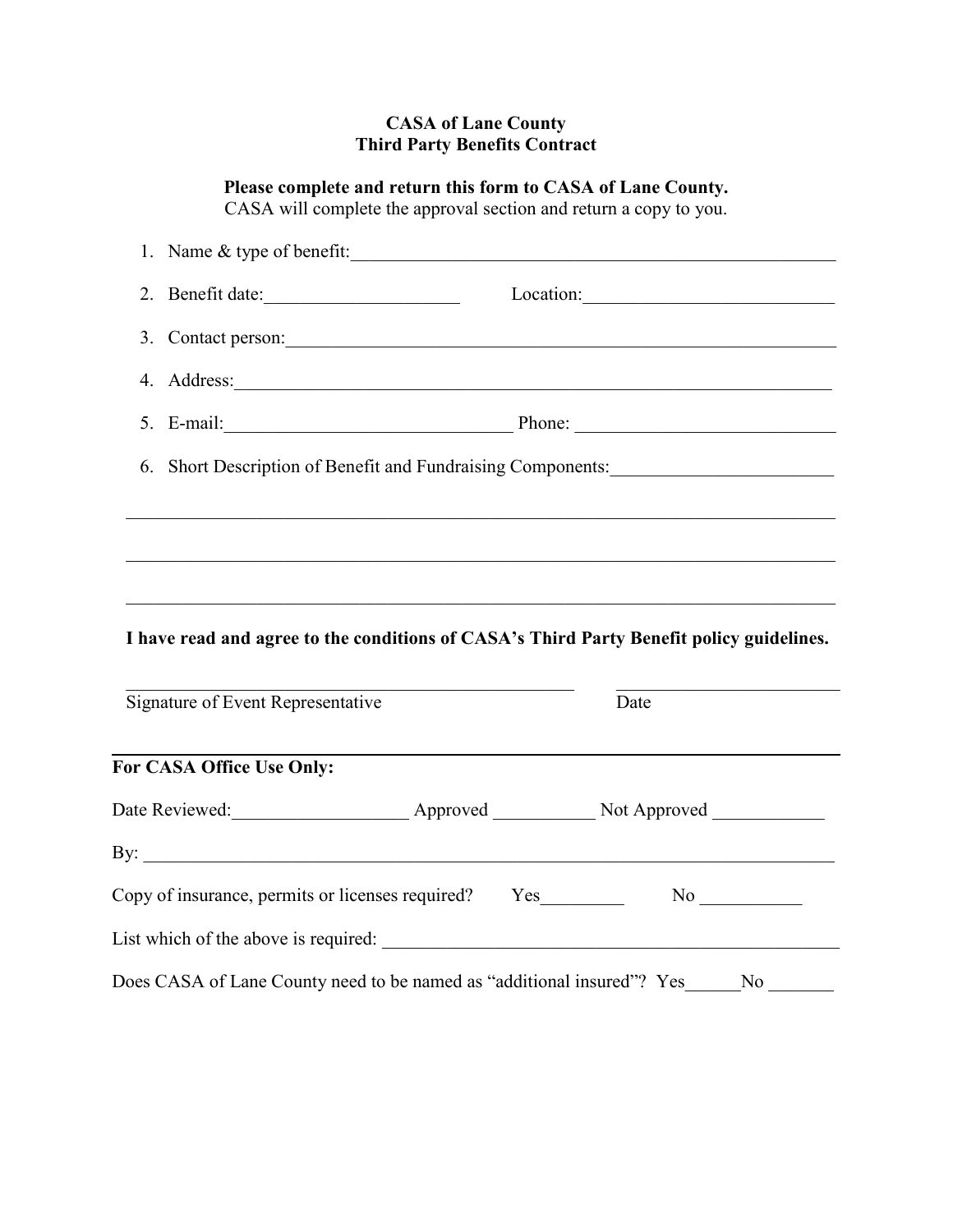**CASA of Lane County**
**Third Party Benefits Contract**

**Please complete and return this form to CASA of Lane County.**
CASA will complete the approval section and return a copy to you.

1. Name & type of benefit:_______________________________________________________
2. Benefit date:_____________________ Location:___________________________
3. Contact person:____________________________________________________________
4. Address:__________________________________________________________________
5. E-mail:_______________________________ Phone: ____________________________
6. Short Description of Benefit and Fundraising Components:________________________

_____________________________________________________________________________

_____________________________________________________________________________

_____________________________________________________________________________

**I have read and agree to the conditions of CASA's Third Party Benefit policy guidelines.**

_________________________________________________ ________________________
Signature of Event Representative Date

---

**For CASA Office Use Only:**

Date Reviewed:___________________ Approved ___________ Not Approved ____________

By: __________________________________________________________________________

Copy of insurance, permits or licenses required? Yes_________ No ___________

List which of the above is required: ___________________________________________________

Does CASA of Lane County need to be named as "additional insured"? Yes______No _______